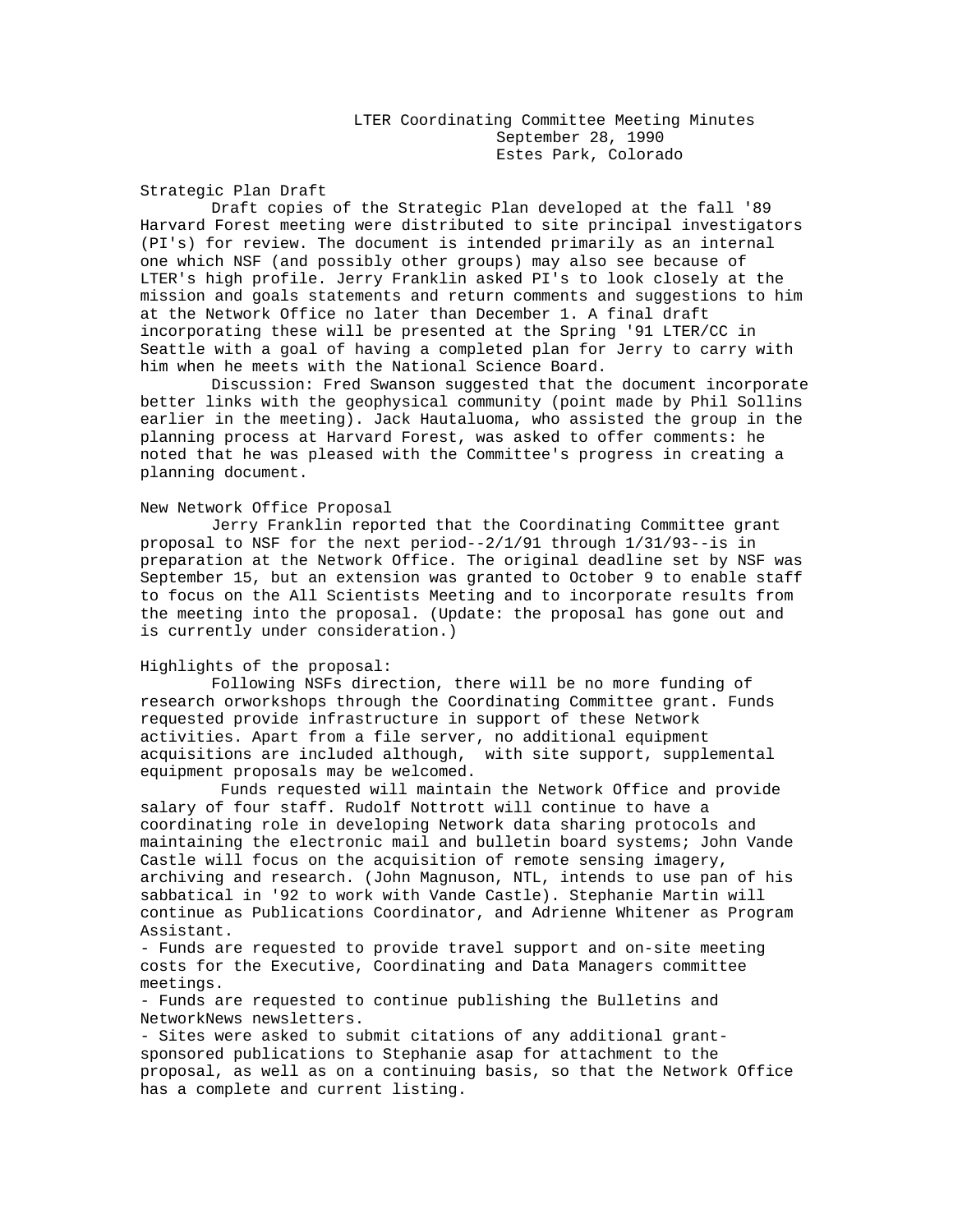# LTER Coordinating Committee Meeting Minutes

September 28, 1990
Estes Park, Colorado

## Strategic Plan Draft

Draft copies of the Strategic Plan developed at the fall '89 Harvard Forest meeting were distributed to site principal investigators (PI's) for review. The document is intended primarily as an internal one which NSF (and possibly other groups) may also see because of LTER's high profile. Jerry Franklin asked PI's to look closely at the mission and goals statements and return comments and suggestions to him at the Network Office no later than December 1. A final draft incorporating these will be presented at the Spring '91 LTER/CC in Seattle with a goal of having a completed plan for Jerry to carry with him when he meets with the National Science Board.

Discussion: Fred Swanson suggested that the document incorporate better links with the geophysical community (point made by Phil Sollins earlier in the meeting). Jack Hautaluoma, who assisted the group in the planning process at Harvard Forest, was asked to offer comments: he noted that he was pleased with the Committee's progress in creating a planning document.

## New Network Office Proposal

Jerry Franklin reported that the Coordinating Committee grant proposal to NSF for the next period--2/1/91 through 1/31/93--is in preparation at the Network Office. The original deadline set by NSF was September 15, but an extension was granted to October 9 to enable staff to focus on the All Scientists Meeting and to incorporate results from the meeting into the proposal. (Update: the proposal has gone out and is currently under consideration.)

## Highlights of the proposal:

Following NSFs direction, there will be no more funding of research orworkshops through the Coordinating Committee grant. Funds requested provide infrastructure in support of these Network activities. Apart from a file server, no additional equipment acquisitions are included although, with site support, supplemental equipment proposals may be welcomed.

Funds requested will maintain the Network Office and provide salary of four staff. Rudolf Nottrott will continue to have a coordinating role in developing Network data sharing protocols and maintaining the electronic mail and bulletin board systems; John Vande Castle will focus on the acquisition of remote sensing imagery, archiving and research. (John Magnuson, NTL, intends to use pan of his sabbatical in '92 to work with Vande Castle). Stephanie Martin will continue as Publications Coordinator, and Adrienne Whitener as Program Assistant.

- Funds are requested to provide travel support and on-site meeting costs for the Executive, Coordinating and Data Managers committee meetings.
- Funds are requested to continue publishing the Bulletins and NetworkNews newsletters.
- Sites were asked to submit citations of any additional grant-sponsored publications to Stephanie asap for attachment to the proposal, as well as on a continuing basis, so that the Network Office has a complete and current listing.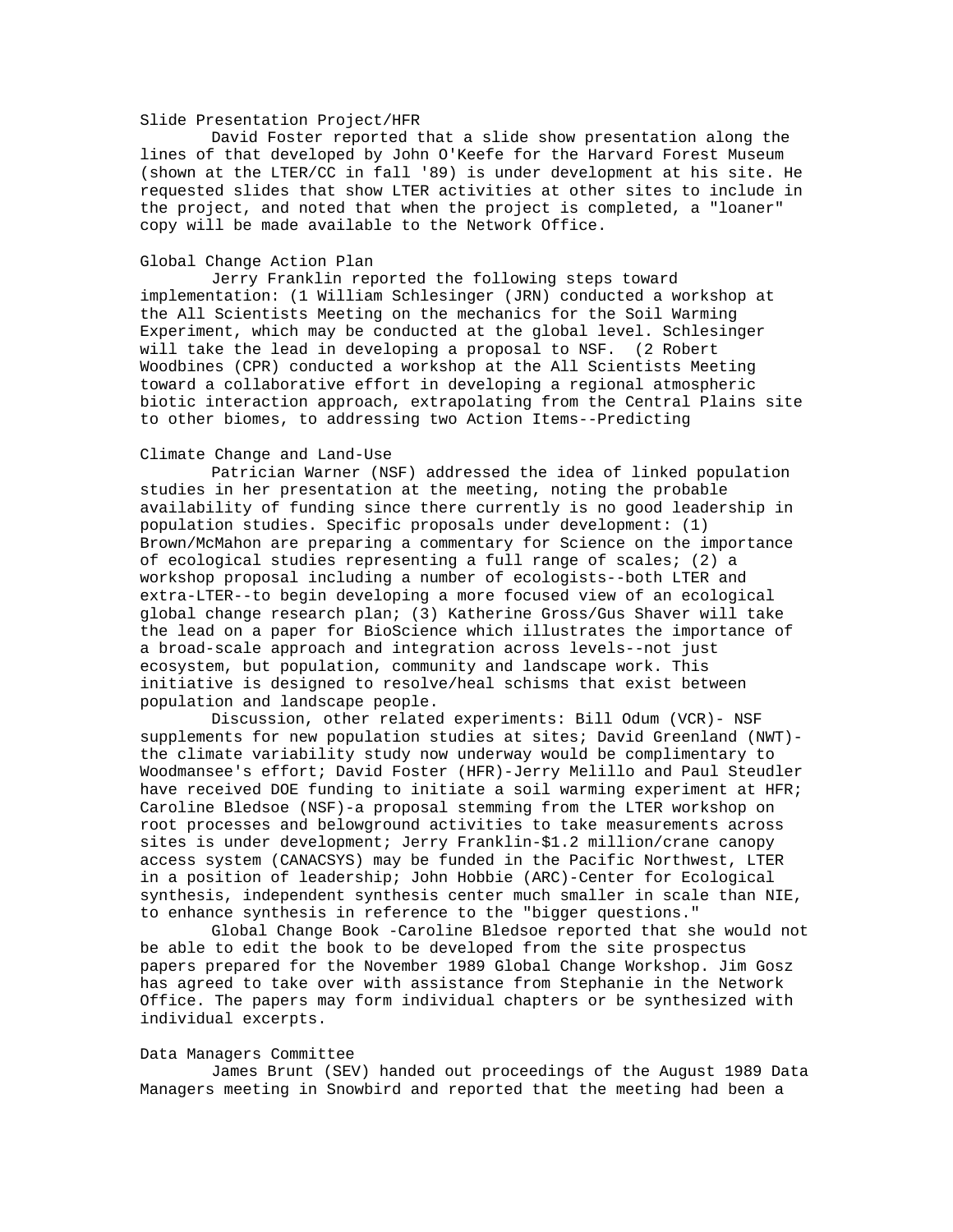Slide Presentation Project/HFR

David Foster reported that a slide show presentation along the lines of that developed by John O'Keefe for the Harvard Forest Museum (shown at the LTER/CC in fall '89) is under development at his site. He requested slides that show LTER activities at other sites to include in the project, and noted that when the project is completed, a "loaner" copy will be made available to the Network Office.

Global Change Action Plan

Jerry Franklin reported the following steps toward implementation: (1 William Schlesinger (JRN) conducted a workshop at the All Scientists Meeting on the mechanics for the Soil Warming Experiment, which may be conducted at the global level. Schlesinger will take the lead in developing a proposal to NSF. (2 Robert Woodbines (CPR) conducted a workshop at the All Scientists Meeting toward a collaborative effort in developing a regional atmospheric biotic interaction approach, extrapolating from the Central Plains site to other biomes, to addressing two Action Items--Predicting

Climate Change and Land-Use

Patrician Warner (NSF) addressed the idea of linked population studies in her presentation at the meeting, noting the probable availability of funding since there currently is no good leadership in population studies. Specific proposals under development: (1) Brown/McMahon are preparing a commentary for Science on the importance of ecological studies representing a full range of scales; (2) a workshop proposal including a number of ecologists--both LTER and extra-LTER--to begin developing a more focused view of an ecological global change research plan; (3) Katherine Gross/Gus Shaver will take the lead on a paper for BioScience which illustrates the importance of a broad-scale approach and integration across levels--not just ecosystem, but population, community and landscape work. This initiative is designed to resolve/heal schisms that exist between population and landscape people.

Discussion, other related experiments: Bill Odum (VCR)- NSF supplements for new population studies at sites; David Greenland (NWT)- the climate variability study now underway would be complimentary to Woodmansee's effort; David Foster (HFR)-Jerry Melillo and Paul Steudler have received DOE funding to initiate a soil warming experiment at HFR; Caroline Bledsoe (NSF)-a proposal stemming from the LTER workshop on root processes and belowground activities to take measurements across sites is under development; Jerry Franklin-$1.2 million/crane canopy access system (CANACSYS) may be funded in the Pacific Northwest, LTER in a position of leadership; John Hobbie (ARC)-Center for Ecological synthesis, independent synthesis center much smaller in scale than NIE, to enhance synthesis in reference to the "bigger questions."

Global Change Book -Caroline Bledsoe reported that she would not be able to edit the book to be developed from the site prospectus papers prepared for the November 1989 Global Change Workshop. Jim Gosz has agreed to take over with assistance from Stephanie in the Network Office. The papers may form individual chapters or be synthesized with individual excerpts.

Data Managers Committee

James Brunt (SEV) handed out proceedings of the August 1989 Data Managers meeting in Snowbird and reported that the meeting had been a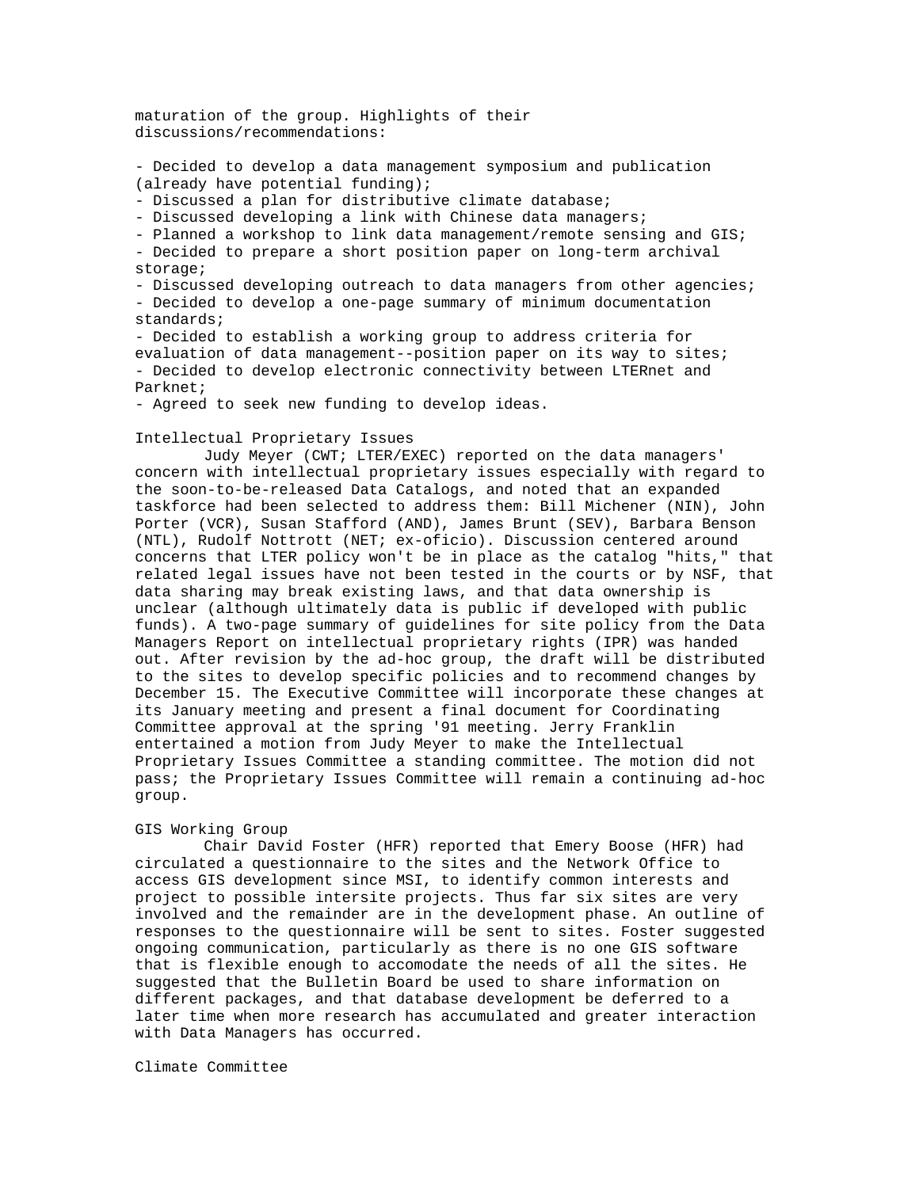maturation of the group. Highlights of their discussions/recommendations:

- Decided to develop a data management symposium and publication (already have potential funding);
- Discussed a plan for distributive climate database;
- Discussed developing a link with Chinese data managers;
- Planned a workshop to link data management/remote sensing and GIS;
- Decided to prepare a short position paper on long-term archival storage;
- Discussed developing outreach to data managers from other agencies;
- Decided to develop a one-page summary of minimum documentation standards;
- Decided to establish a working group to address criteria for evaluation of data management--position paper on its way to sites;
- Decided to develop electronic connectivity between LTERnet and Parknet;
- Agreed to seek new funding to develop ideas.

## Intellectual Proprietary Issues

Judy Meyer (CWT; LTER/EXEC) reported on the data managers' concern with intellectual proprietary issues especially with regard to the soon-to-be-released Data Catalogs, and noted that an expanded taskforce had been selected to address them: Bill Michener (NIN), John Porter (VCR), Susan Stafford (AND), James Brunt (SEV), Barbara Benson (NTL), Rudolf Nottrott (NET; ex-oficio). Discussion centered around concerns that LTER policy won't be in place as the catalog "hits," that related legal issues have not been tested in the courts or by NSF, that data sharing may break existing laws, and that data ownership is unclear (although ultimately data is public if developed with public funds). A two-page summary of guidelines for site policy from the Data Managers Report on intellectual proprietary rights (IPR) was handed out. After revision by the ad-hoc group, the draft will be distributed to the sites to develop specific policies and to recommend changes by December 15. The Executive Committee will incorporate these changes at its January meeting and present a final document for Coordinating Committee approval at the spring '91 meeting. Jerry Franklin entertained a motion from Judy Meyer to make the Intellectual Proprietary Issues Committee a standing committee. The motion did not pass; the Proprietary Issues Committee will remain a continuing ad-hoc group.

## GIS Working Group

Chair David Foster (HFR) reported that Emery Boose (HFR) had circulated a questionnaire to the sites and the Network Office to access GIS development since MSI, to identify common interests and project to possible intersite projects. Thus far six sites are very involved and the remainder are in the development phase. An outline of responses to the questionnaire will be sent to sites. Foster suggested ongoing communication, particularly as there is no one GIS software that is flexible enough to accomodate the needs of all the sites. He suggested that the Bulletin Board be used to share information on different packages, and that database development be deferred to a later time when more research has accumulated and greater interaction with Data Managers has occurred.

## Climate Committee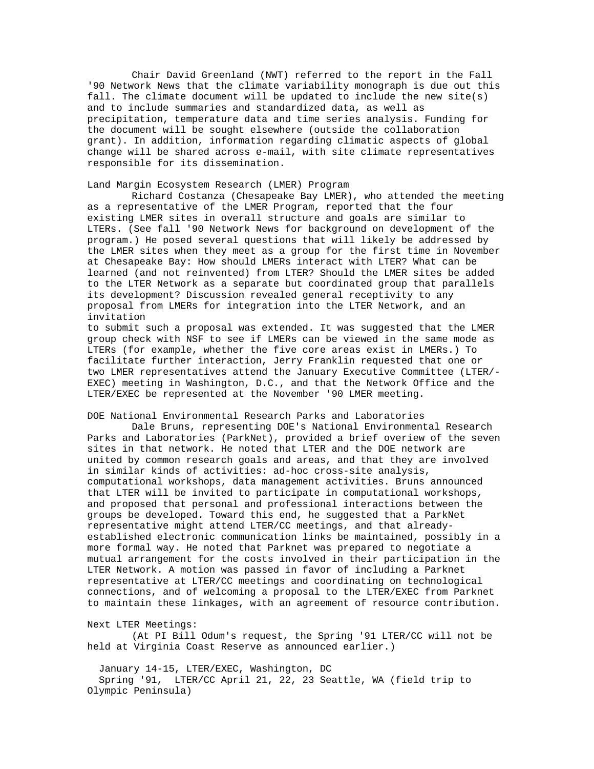Chair David Greenland (NWT) referred to the report in the Fall '90 Network News that the climate variability monograph is due out this fall. The climate document will be updated to include the new site(s) and to include summaries and standardized data, as well as precipitation, temperature data and time series analysis. Funding for the document will be sought elsewhere (outside the collaboration grant). In addition, information regarding climatic aspects of global change will be shared across e-mail, with site climate representatives responsible for its dissemination.

### Land Margin Ecosystem Research (LMER) Program

Richard Costanza (Chesapeake Bay LMER), who attended the meeting as a representative of the LMER Program, reported that the four existing LMER sites in overall structure and goals are similar to LTERs. (See fall '90 Network News for background on development of the program.) He posed several questions that will likely be addressed by the LMER sites when they meet as a group for the first time in November at Chesapeake Bay: How should LMERs interact with LTER? What can be learned (and not reinvented) from LTER? Should the LMER sites be added to the LTER Network as a separate but coordinated group that parallels its development? Discussion revealed general receptivity to any proposal from LMERs for integration into the LTER Network, and an invitation to submit such a proposal was extended. It was suggested that the LMER group check with NSF to see if LMERs can be viewed in the same mode as LTERs (for example, whether the five core areas exist in LMERs.) To facilitate further interaction, Jerry Franklin requested that one or two LMER representatives attend the January Executive Committee (LTER/-EXEC) meeting in Washington, D.C., and that the Network Office and the LTER/EXEC be represented at the November '90 LMER meeting.

### DOE National Environmental Research Parks and Laboratories

Dale Bruns, representing DOE's National Environmental Research Parks and Laboratories (ParkNet), provided a brief overview of the seven sites in that network. He noted that LTER and the DOE network are united by common research goals and areas, and that they are involved in similar kinds of activities: ad-hoc cross-site analysis, computational workshops, data management activities. Bruns announced that LTER will be invited to participate in computational workshops, and proposed that personal and professional interactions between the groups be developed. Toward this end, he suggested that a ParkNet representative might attend LTER/CC meetings, and that already-established electronic communication links be maintained, possibly in a more formal way. He noted that Parknet was prepared to negotiate a mutual arrangement for the costs involved in their participation in the LTER Network. A motion was passed in favor of including a Parknet representative at LTER/CC meetings and coordinating on technological connections, and of welcoming a proposal to the LTER/EXEC from Parknet to maintain these linkages, with an agreement of resource contribution.

### Next LTER Meetings:

(At PI Bill Odum's request, the Spring '91 LTER/CC will not be held at Virginia Coast Reserve as announced earlier.)

January 14-15, LTER/EXEC, Washington, DC

Spring '91, LTER/CC April 21, 22, 23 Seattle, WA (field trip to Olympic Peninsula)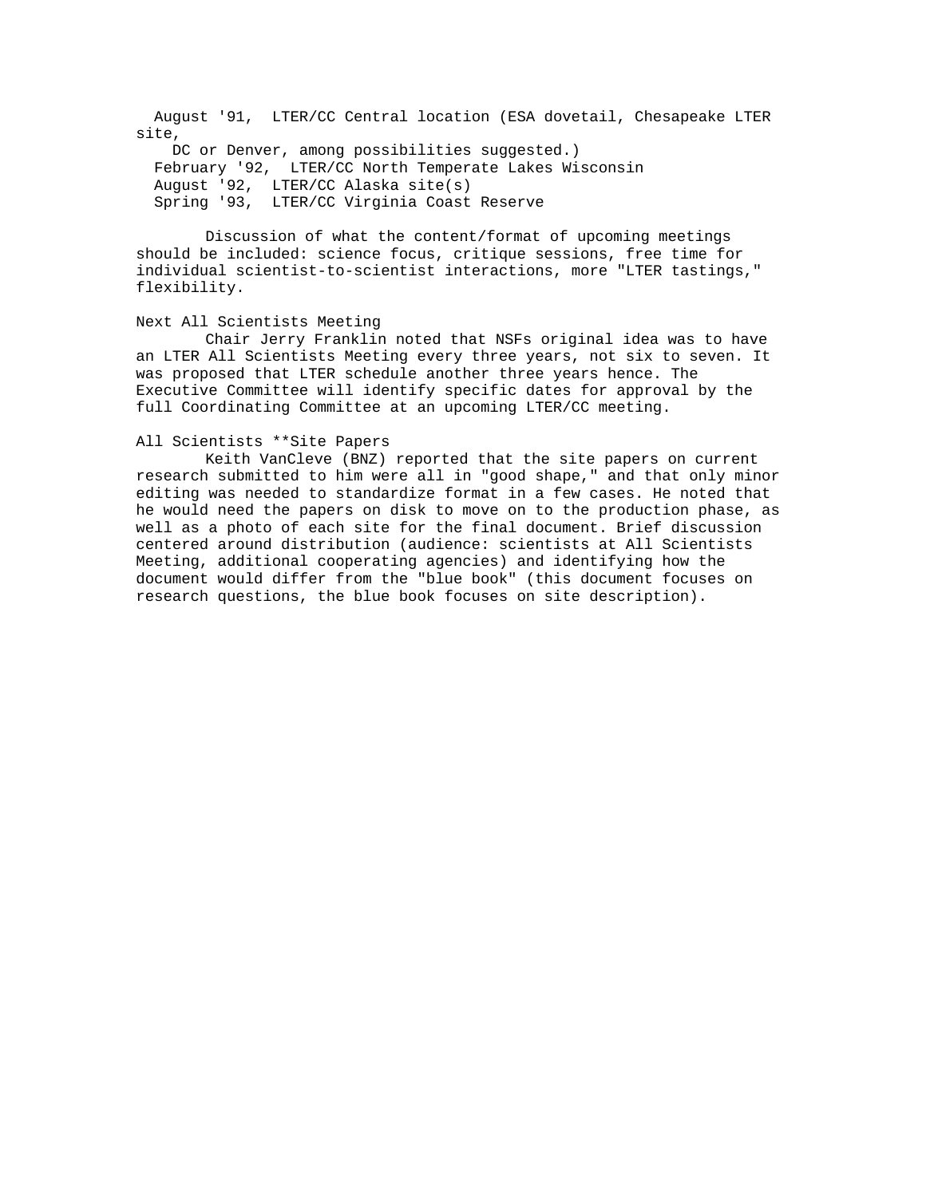August '91, LTER/CC Central location (ESA dovetail, Chesapeake LTER site,
DC or Denver, among possibilities suggested.)
February '92, LTER/CC North Temperate Lakes Wisconsin
August '92, LTER/CC Alaska site(s)
Spring '93, LTER/CC Virginia Coast Reserve

Discussion of what the content/format of upcoming meetings should be included: science focus, critique sessions, free time for individual scientist-to-scientist interactions, more "LTER tastings," flexibility.

Next All Scientists Meeting

Chair Jerry Franklin noted that NSFs original idea was to have an LTER All Scientists Meeting every three years, not six to seven. It was proposed that LTER schedule another three years hence. The Executive Committee will identify specific dates for approval by the full Coordinating Committee at an upcoming LTER/CC meeting.

All Scientists **Site Papers

Keith VanCleve (BNZ) reported that the site papers on current research submitted to him were all in "good shape," and that only minor editing was needed to standardize format in a few cases. He noted that he would need the papers on disk to move on to the production phase, as well as a photo of each site for the final document. Brief discussion centered around distribution (audience: scientists at All Scientists Meeting, additional cooperating agencies) and identifying how the document would differ from the "blue book" (this document focuses on research questions, the blue book focuses on site description).